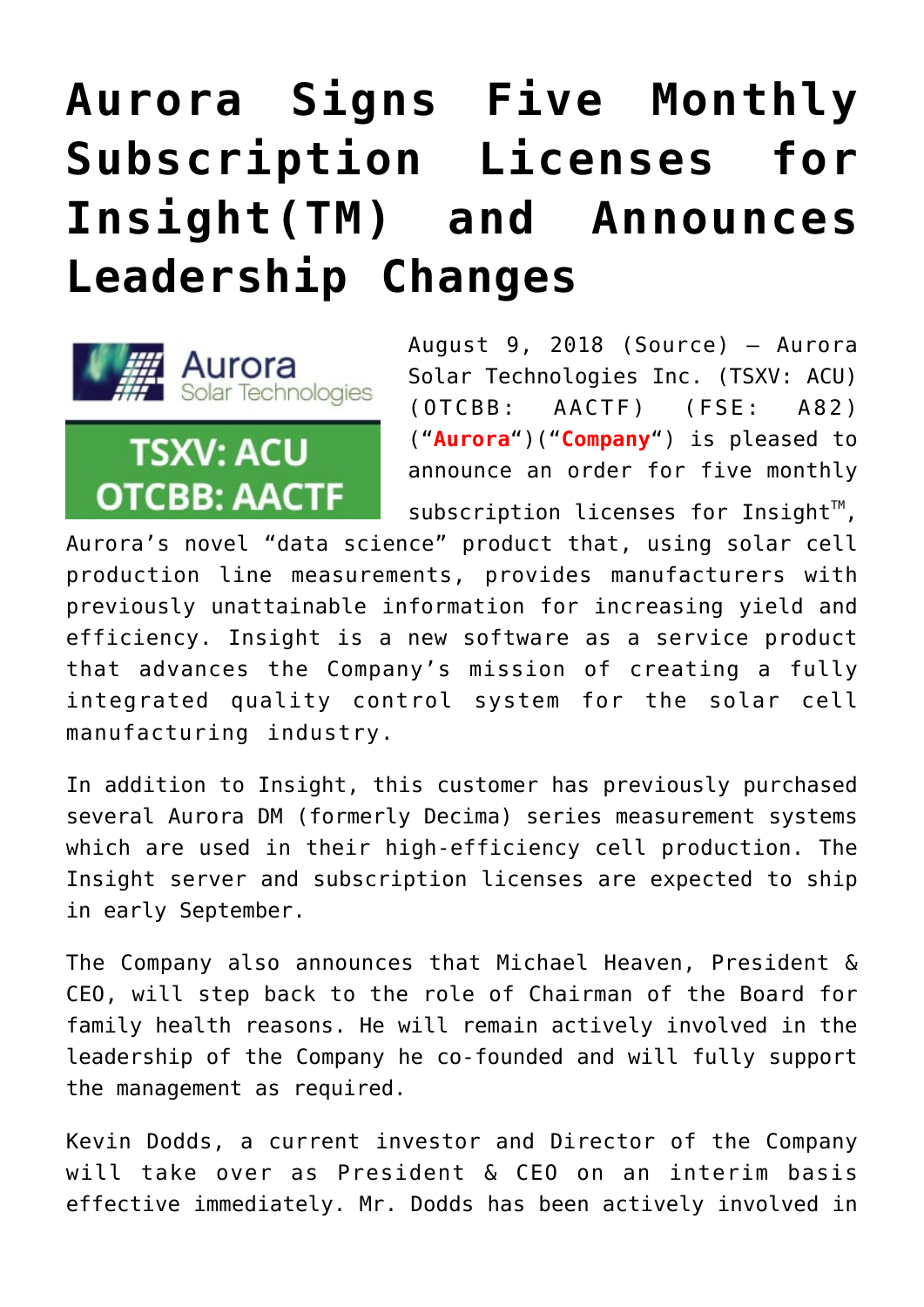# Aurora Signs Five Monthly Subscription Licenses for Insight(TM) and Announces Leadership Changes

August 9, 2018 (Source) — Aurora Solar Technologies Inc. (TSXV: ACU) (OTCBB: AACTF) (FSE: A82) ("**Aurora**")("**Company**") is pleased to announce an order for five monthly subscription licenses for Insight™, Aurora's novel "data science" product that, using solar cell production line measurements, provides manufacturers with previously unattainable information for increasing yield and efficiency. Insight is a new software as a service product that advances the Company's mission of creating a fully integrated quality control system for the solar cell manufacturing industry.

In addition to Insight, this customer has previously purchased several Aurora DM (formerly Decima) series measurement systems which are used in their high-efficiency cell production. The Insight server and subscription licenses are expected to ship in early September.

The Company also announces that Michael Heaven, President & CEO, will step back to the role of Chairman of the Board for family health reasons. He will remain actively involved in the leadership of the Company he co-founded and will fully support the management as required.

Kevin Dodds, a current investor and Director of the Company will take over as President & CEO on an interim basis effective immediately. Mr. Dodds has been actively involved in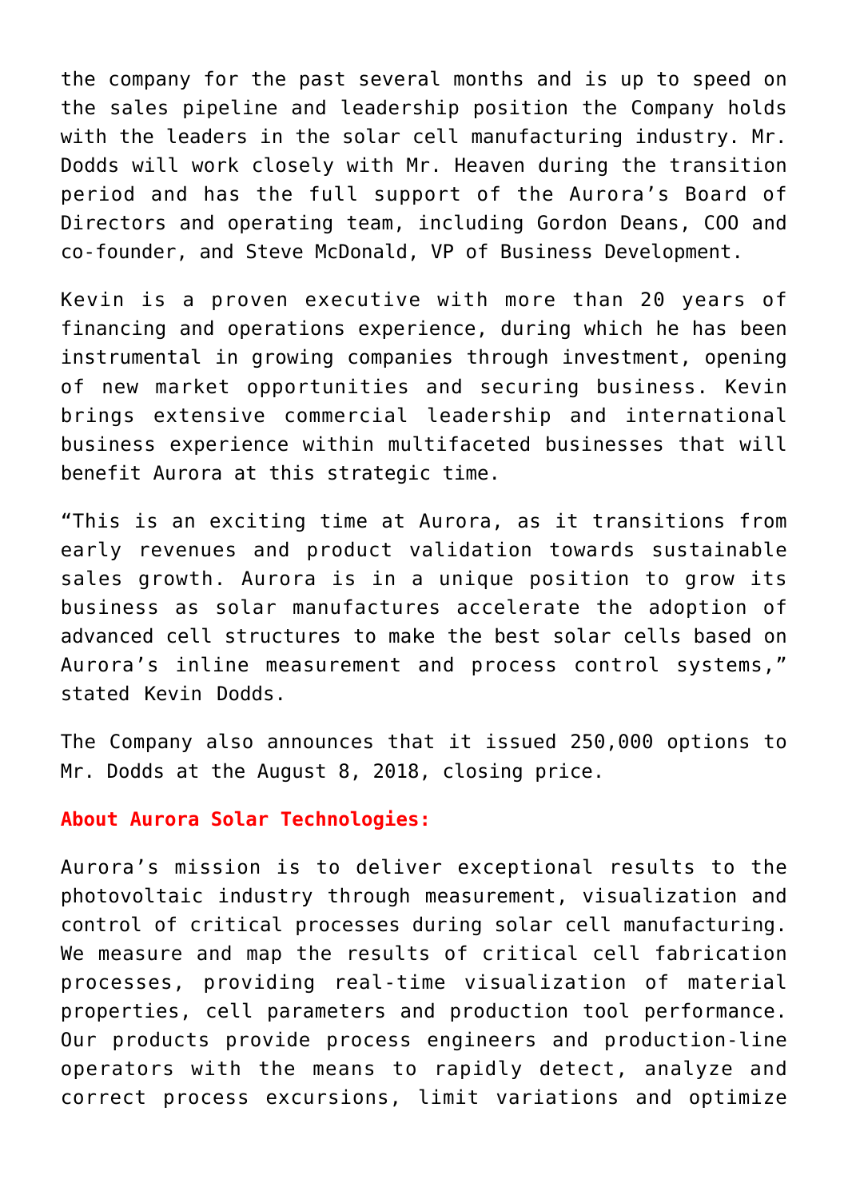the company for the past several months and is up to speed on the sales pipeline and leadership position the Company holds with the leaders in the solar cell manufacturing industry. Mr. Dodds will work closely with Mr. Heaven during the transition period and has the full support of the Aurora's Board of Directors and operating team, including Gordon Deans, COO and co-founder, and Steve McDonald, VP of Business Development.

Kevin is a proven executive with more than 20 years of financing and operations experience, during which he has been instrumental in growing companies through investment, opening of new market opportunities and securing business. Kevin brings extensive commercial leadership and international business experience within multifaceted businesses that will benefit Aurora at this strategic time.

"This is an exciting time at Aurora, as it transitions from early revenues and product validation towards sustainable sales growth. Aurora is in a unique position to grow its business as solar manufactures accelerate the adoption of advanced cell structures to make the best solar cells based on Aurora's inline measurement and process control systems," stated Kevin Dodds.

The Company also announces that it issued 250,000 options to Mr. Dodds at the August 8, 2018, closing price.

**About Aurora Solar Technologies:**

Aurora's mission is to deliver exceptional results to the photovoltaic industry through measurement, visualization and control of critical processes during solar cell manufacturing. We measure and map the results of critical cell fabrication processes, providing real-time visualization of material properties, cell parameters and production tool performance. Our products provide process engineers and production-line operators with the means to rapidly detect, analyze and correct process excursions, limit variations and optimize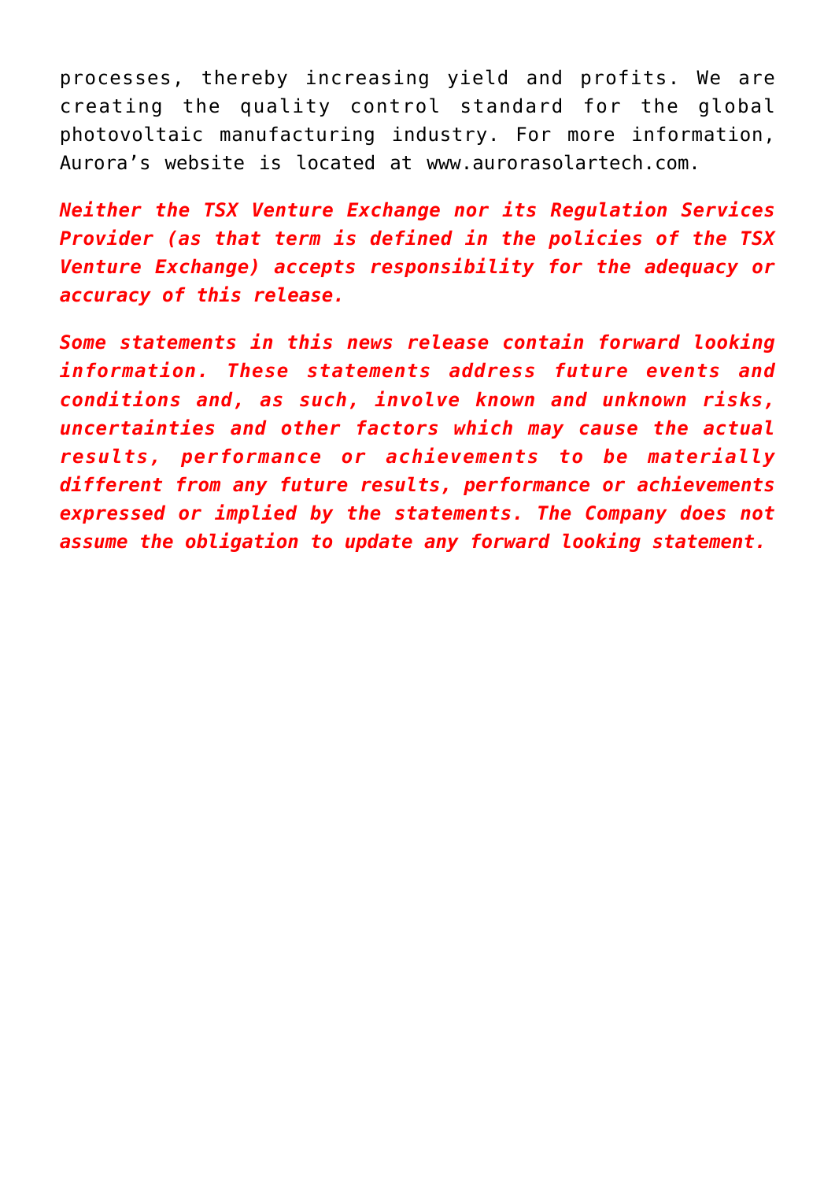processes, thereby increasing yield and profits. We are creating the quality control standard for the global photovoltaic manufacturing industry. For more information, Aurora's website is located at www.aurorasolartech.com.

***Neither the TSX Venture Exchange nor its Regulation Services Provider (as that term is defined in the policies of the TSX Venture Exchange) accepts responsibility for the adequacy or accuracy of this release.***

***Some statements in this news release contain forward looking information. These statements address future events and conditions and, as such, involve known and unknown risks, uncertainties and other factors which may cause the actual results, performance or achievements to be materially different from any future results, performance or achievements expressed or implied by the statements. The Company does not assume the obligation to update any forward looking statement.***